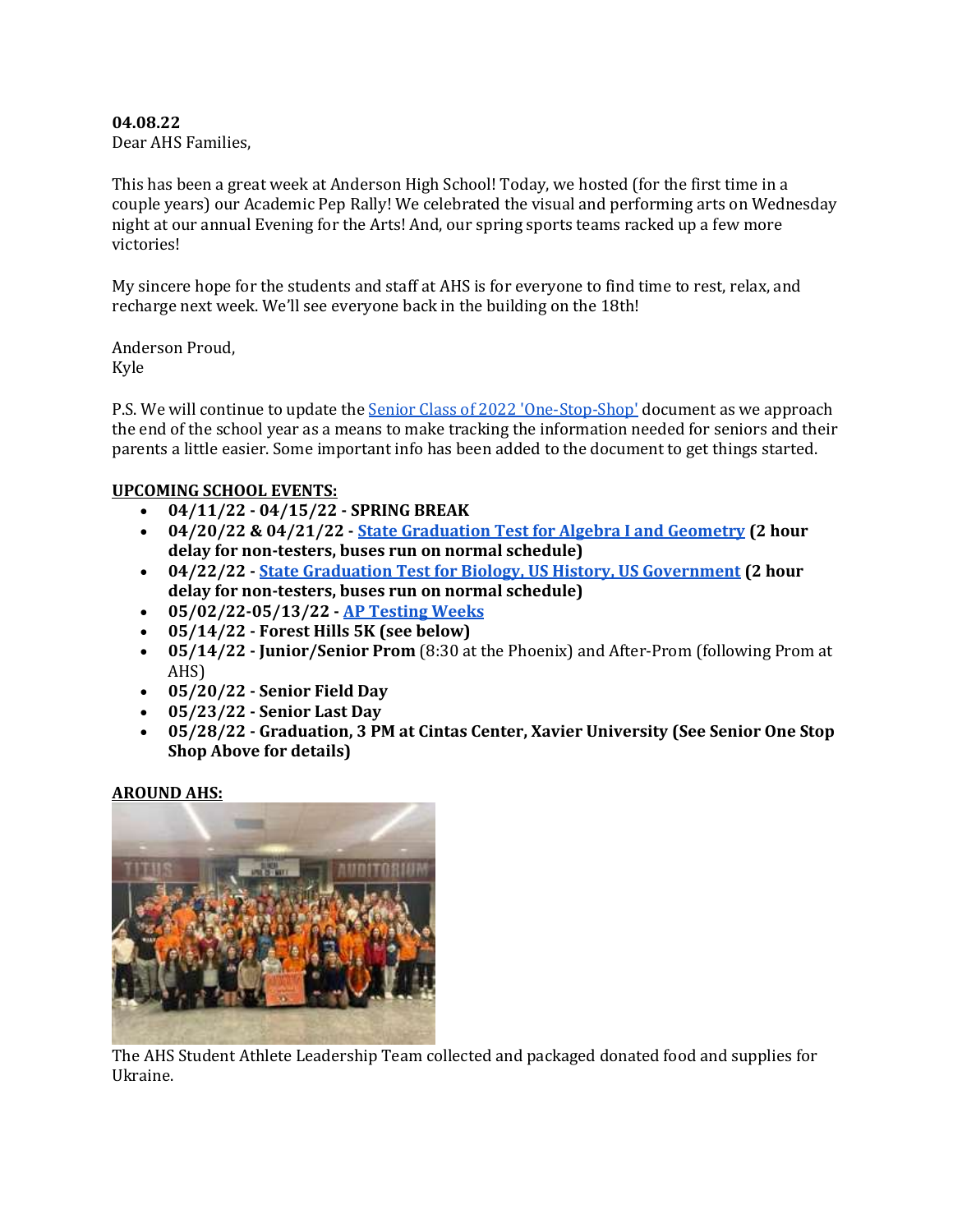**04.08.22**
Dear AHS Families,

This has been a great week at Anderson High School! Today, we hosted (for the first time in a couple years) our Academic Pep Rally! We celebrated the visual and performing arts on Wednesday night at our annual Evening for the Arts! And, our spring sports teams racked up a few more victories!

My sincere hope for the students and staff at AHS is for everyone to find time to rest, relax, and recharge next week. We'll see everyone back in the building on the 18th!

Anderson Proud,
Kyle

P.S. We will continue to update the Senior Class of 2022 'One-Stop-Shop' document as we approach the end of the school year as a means to make tracking the information needed for seniors and their parents a little easier. Some important info has been added to the document to get things started.

**UPCOMING SCHOOL EVENTS:**

- **04/11/22 - 04/15/22 - SPRING BREAK**
- **04/20/22 & 04/21/22 - State Graduation Test for Algebra I and Geometry (2 hour delay for non-testers, buses run on normal schedule)**
- **04/22/22 - State Graduation Test for Biology, US History, US Government (2 hour delay for non-testers, buses run on normal schedule)**
- **05/02/22-05/13/22 - AP Testing Weeks**
- **05/14/22 - Forest Hills 5K (see below)**
- **05/14/22 - Junior/Senior Prom** (8:30 at the Phoenix) and After-Prom (following Prom at AHS)
- **05/20/22 - Senior Field Day**
- **05/23/22 - Senior Last Day**
- **05/28/22 - Graduation, 3 PM at Cintas Center, Xavier University (See Senior One Stop Shop Above for details)**

**AROUND AHS:**

The AHS Student Athlete Leadership Team collected and packaged donated food and supplies for Ukraine.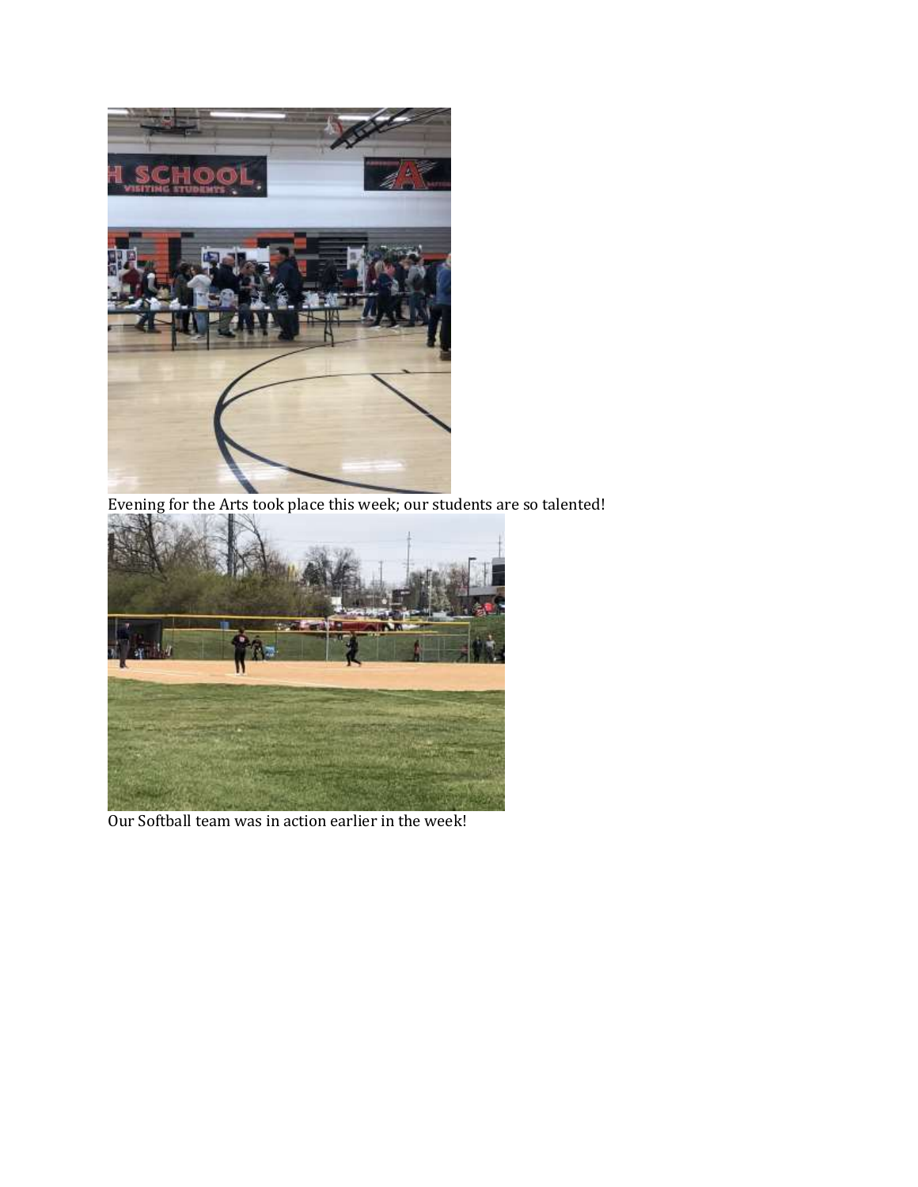Evening for the Arts took place this week; our students are so talented!

Our Softball team was in action earlier in the week!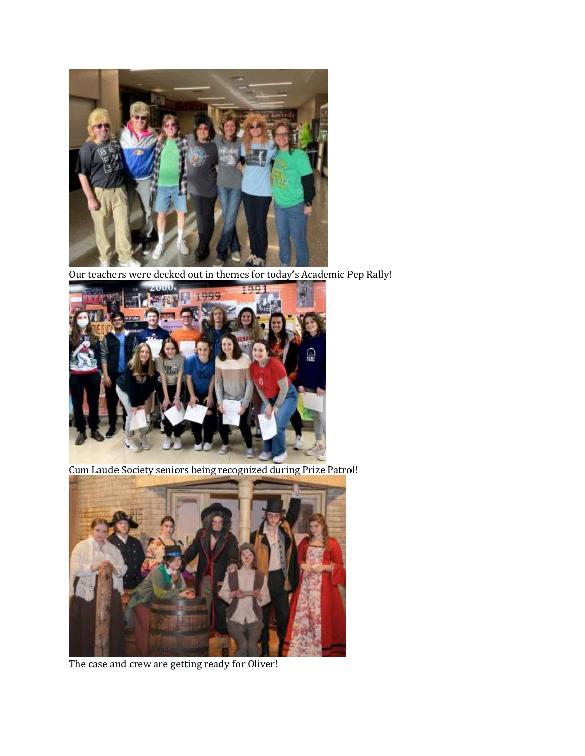Our teachers were decked out in themes for today's Academic Pep Rally!

Cum Laude Society seniors being recognized during Prize Patrol!

The case and crew are getting ready for Oliver!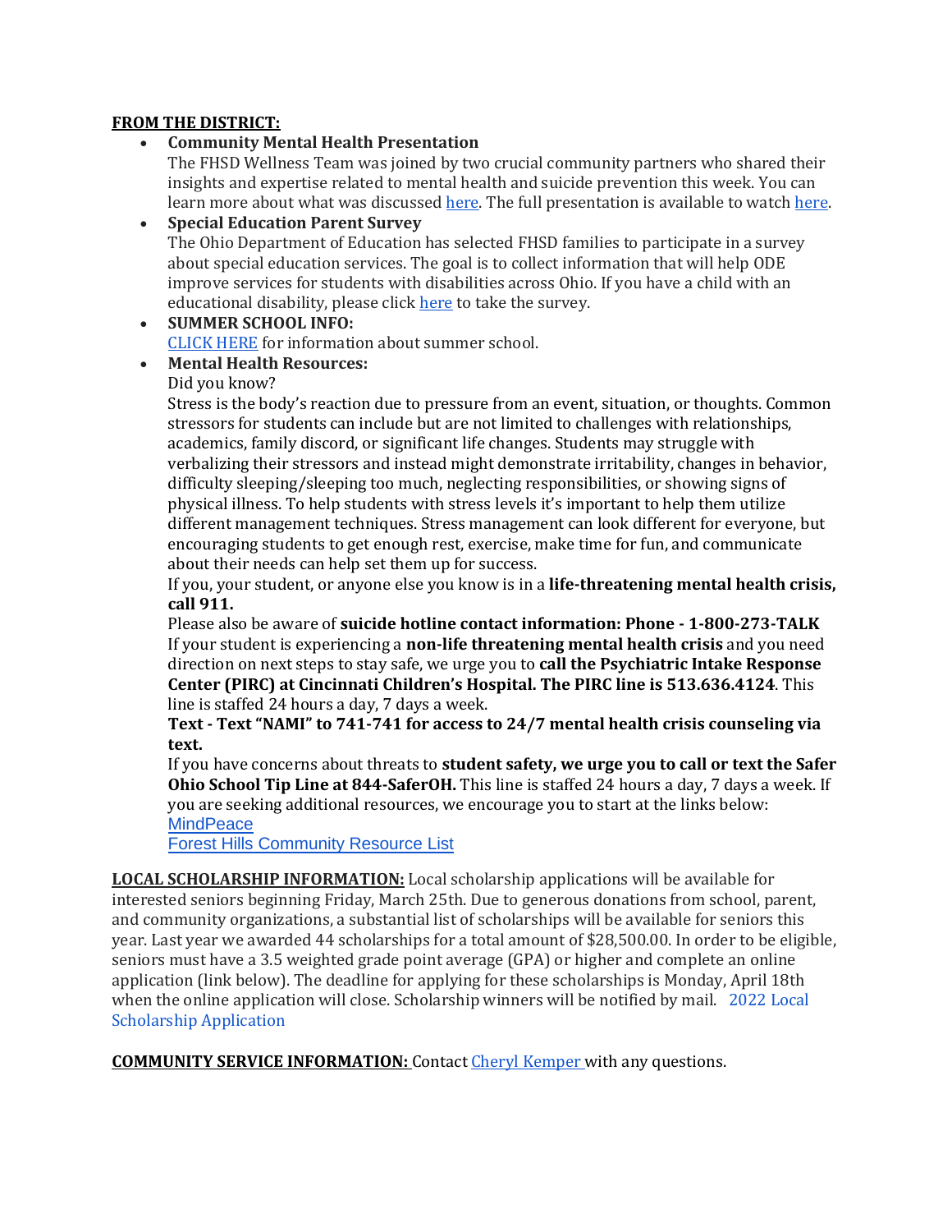**FROM THE DISTRICT:**

- **Community Mental Health Presentation**
  The FHSD Wellness Team was joined by two crucial community partners who shared their insights and expertise related to mental health and suicide prevention this week. You can learn more about what was discussed here. The full presentation is available to watch here.
- **Special Education Parent Survey**
  The Ohio Department of Education has selected FHSD families to participate in a survey about special education services. The goal is to collect information that will help ODE improve services for students with disabilities across Ohio. If you have a child with an educational disability, please click here to take the survey.
- **SUMMER SCHOOL INFO:**
  CLICK HERE for information about summer school.
- **Mental Health Resources:**
  Did you know?
  Stress is the body's reaction due to pressure from an event, situation, or thoughts. Common stressors for students can include but are not limited to challenges with relationships, academics, family discord, or significant life changes. Students may struggle with verbalizing their stressors and instead might demonstrate irritability, changes in behavior, difficulty sleeping/sleeping too much, neglecting responsibilities, or showing signs of physical illness. To help students with stress levels it's important to help them utilize different management techniques. Stress management can look different for everyone, but encouraging students to get enough rest, exercise, make time for fun, and communicate about their needs can help set them up for success.
  If you, your student, or anyone else you know is in a **life-threatening mental health crisis, call 911.**
  Please also be aware of **suicide hotline contact information: Phone - 1-800-273-TALK**
  If your student is experiencing a **non-life threatening mental health crisis** and you need direction on next steps to stay safe, we urge you to **call the Psychiatric Intake Response Center (PIRC) at Cincinnati Children's Hospital. The PIRC line is 513.636.4124**. This line is staffed 24 hours a day, 7 days a week.
  **Text - Text "NAMI" to 741-741 for access to 24/7 mental health crisis counseling via text.**
  If you have concerns about threats to **student safety, we urge you to call or text the Safer Ohio School Tip Line at 844-SaferOH.** This line is staffed 24 hours a day, 7 days a week. If you are seeking additional resources, we encourage you to start at the links below:
  MindPeace
  Forest Hills Community Resource List

**LOCAL SCHOLARSHIP INFORMATION:** Local scholarship applications will be available for interested seniors beginning Friday, March 25th. Due to generous donations from school, parent, and community organizations, a substantial list of scholarships will be available for seniors this year. Last year we awarded 44 scholarships for a total amount of $28,500.00. In order to be eligible, seniors must have a 3.5 weighted grade point average (GPA) or higher and complete an online application (link below). The deadline for applying for these scholarships is Monday, April 18th when the online application will close. Scholarship winners will be notified by mail. 2022 Local Scholarship Application

**COMMUNITY SERVICE INFORMATION:** Contact Cheryl Kemper with any questions.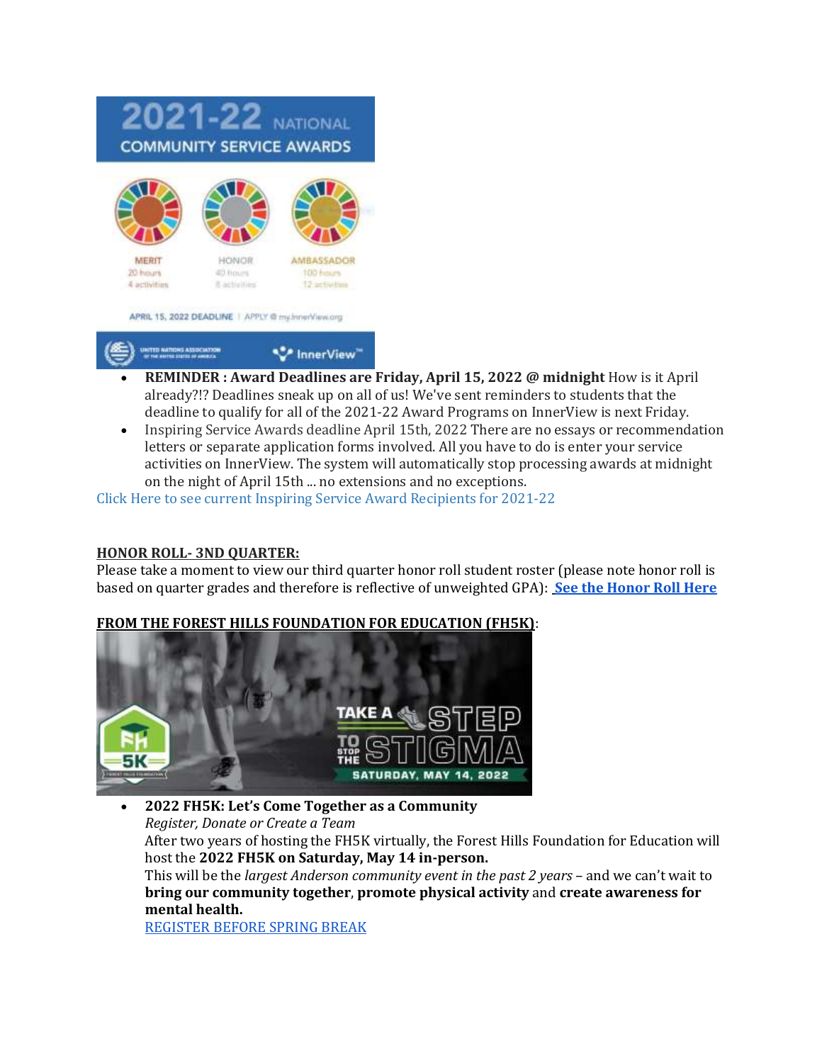- **REMINDER : Award Deadlines are Friday, April 15, 2022 @ midnight** How is it April already?!? Deadlines sneak up on all of us! We've sent reminders to students that the deadline to qualify for all of the 2021-22 Award Programs on InnerView is next Friday.
- Inspiring Service Awards deadline April 15th, 2022 There are no essays or recommendation letters or separate application forms involved. All you have to do is enter your service activities on InnerView. The system will automatically stop processing awards at midnight on the night of April 15th ... no extensions and no exceptions.

Click Here to see current Inspiring Service Award Recipients for 2021-22

**HONOR ROLL- 3ND QUARTER:**

Please take a moment to view our third quarter honor roll student roster (please note honor roll is based on quarter grades and therefore is reflective of unweighted GPA): **See the Honor Roll Here**

**FROM THE FOREST HILLS FOUNDATION FOR EDUCATION (FH5K)**:

- **2022 FH5K: Let's Come Together as a Community**
  *Register, Donate or Create a Team*
  After two years of hosting the FH5K virtually, the Forest Hills Foundation for Education will host the **2022 FH5K on Saturday, May 14 in-person.**
  This will be the *largest Anderson community event in the past 2 years* – and we can't wait to **bring our community together**, **promote physical activity** and **create awareness for mental health.**
  REGISTER BEFORE SPRING BREAK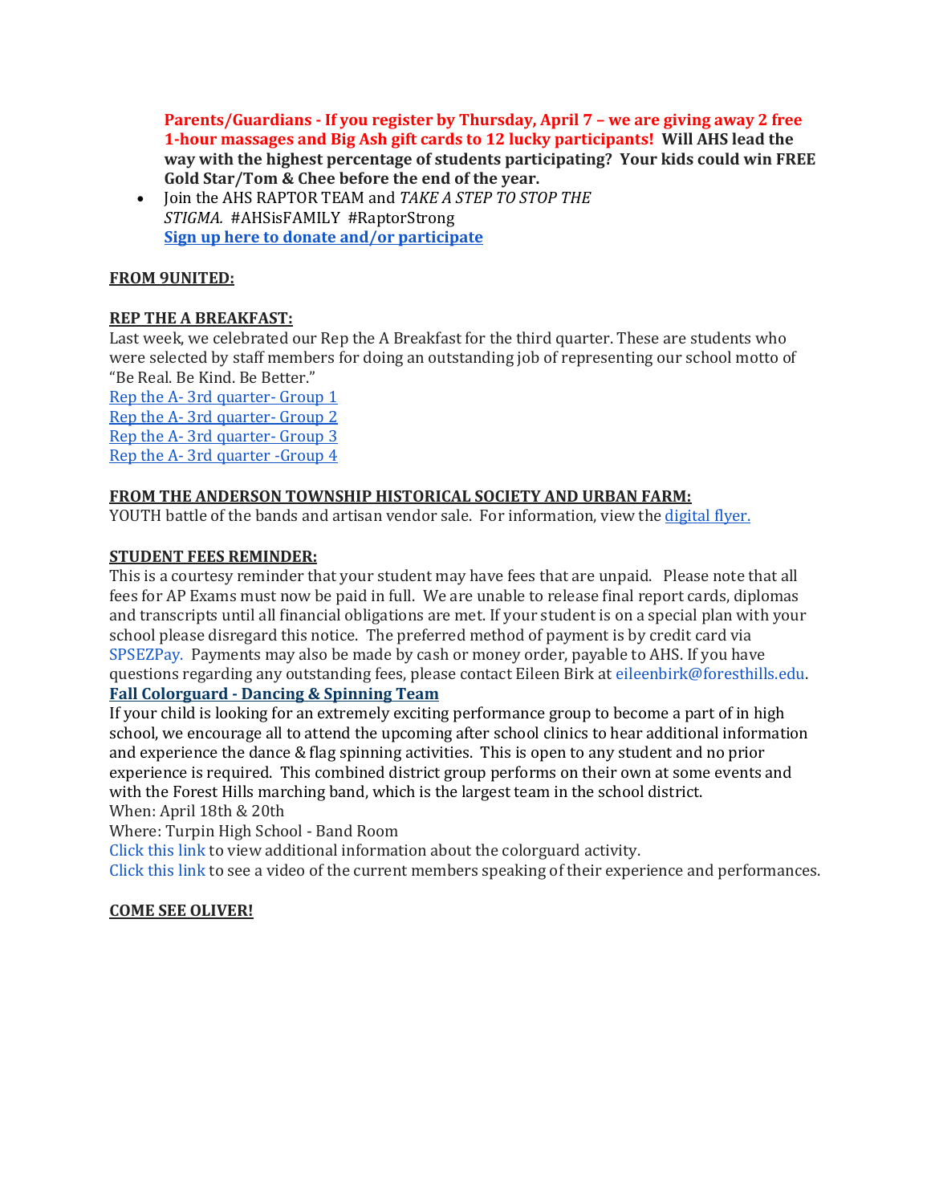**Parents/Guardians - If you register by Thursday, April 7 – we are giving away 2 free 1-hour massages and Big Ash gift cards to 12 lucky participants! Will AHS lead the way with the highest percentage of students participating? Your kids could win FREE Gold Star/Tom & Chee before the end of the year.**

- Join the AHS RAPTOR TEAM and *TAKE A STEP TO STOP THE STIGMA.* #AHSisFAMILY #RaptorStrong
  **Sign up here to donate and/or participate**

**FROM 9UNITED:**

**REP THE A BREAKFAST:**

Last week, we celebrated our Rep the A Breakfast for the third quarter. These are students who were selected by staff members for doing an outstanding job of representing our school motto of "Be Real. Be Kind. Be Better."

Rep the A- 3rd quarter- Group 1
Rep the A- 3rd quarter- Group 2
Rep the A- 3rd quarter- Group 3
Rep the A- 3rd quarter -Group 4

**FROM THE ANDERSON TOWNSHIP HISTORICAL SOCIETY AND URBAN FARM:**

YOUTH battle of the bands and artisan vendor sale. For information, view the digital flyer.

**STUDENT FEES REMINDER:**

This is a courtesy reminder that your student may have fees that are unpaid. Please note that all fees for AP Exams must now be paid in full. We are unable to release final report cards, diplomas and transcripts until all financial obligations are met. If your student is on a special plan with your school please disregard this notice. The preferred method of payment is by credit card via SPSEZPay. Payments may also be made by cash or money order, payable to AHS. If you have questions regarding any outstanding fees, please contact Eileen Birk at eileenbirk@foresthills.edu.

**Fall Colorguard - Dancing & Spinning Team**

If your child is looking for an extremely exciting performance group to become a part of in high school, we encourage all to attend the upcoming after school clinics to hear additional information and experience the dance & flag spinning activities. This is open to any student and no prior experience is required. This combined district group performs on their own at some events and with the Forest Hills marching band, which is the largest team in the school district.

When: April 18th & 20th
Where: Turpin High School - Band Room
Click this link to view additional information about the colorguard activity.
Click this link to see a video of the current members speaking of their experience and performances.

**COME SEE OLIVER!**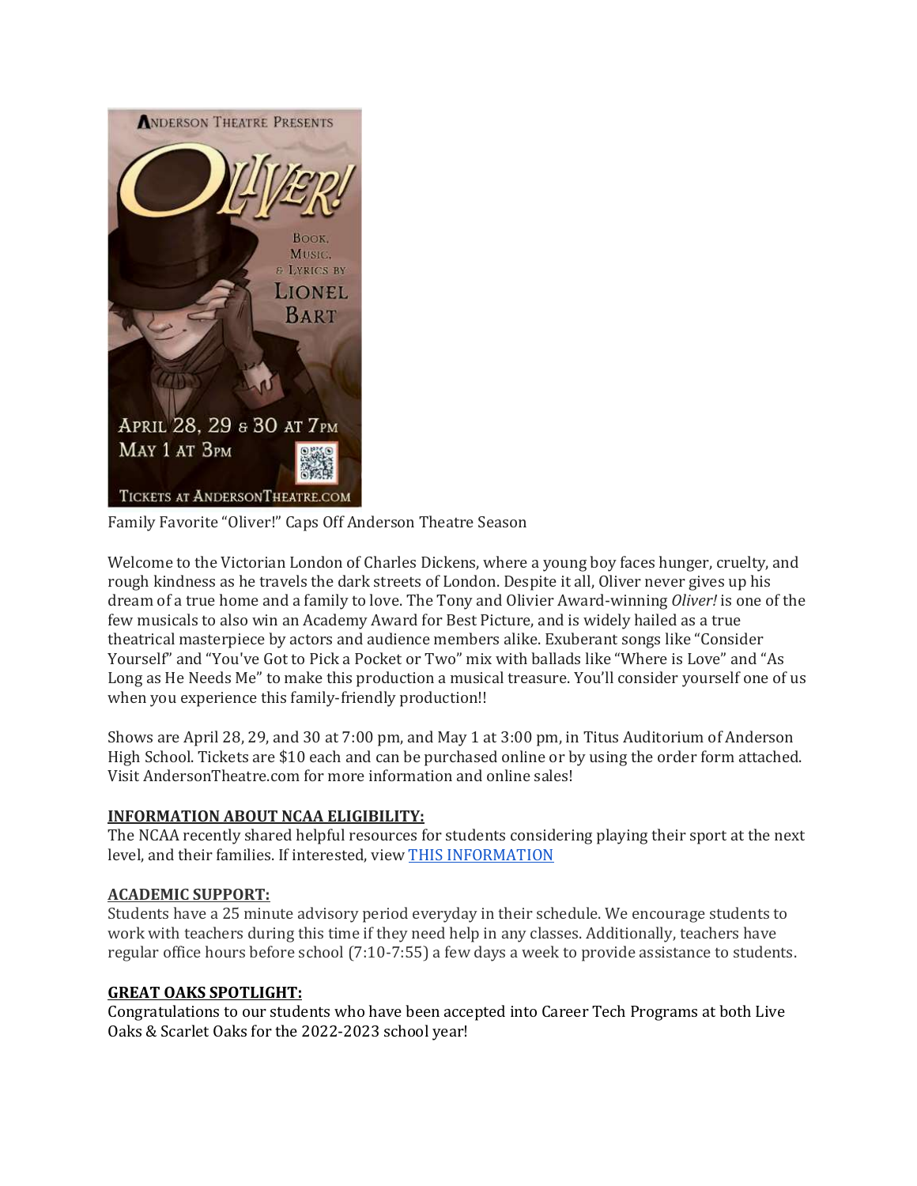Family Favorite "Oliver!" Caps Off Anderson Theatre Season

Welcome to the Victorian London of Charles Dickens, where a young boy faces hunger, cruelty, and rough kindness as he travels the dark streets of London. Despite it all, Oliver never gives up his dream of a true home and a family to love. The Tony and Olivier Award-winning *Oliver!* is one of the few musicals to also win an Academy Award for Best Picture, and is widely hailed as a true theatrical masterpiece by actors and audience members alike. Exuberant songs like "Consider Yourself" and "You've Got to Pick a Pocket or Two" mix with ballads like "Where is Love" and "As Long as He Needs Me" to make this production a musical treasure. You'll consider yourself one of us when you experience this family-friendly production!!

Shows are April 28, 29, and 30 at 7:00 pm, and May 1 at 3:00 pm, in Titus Auditorium of Anderson High School. Tickets are $10 each and can be purchased online or by using the order form attached. Visit AndersonTheatre.com for more information and online sales!

**INFORMATION ABOUT NCAA ELIGIBILITY:**

The NCAA recently shared helpful resources for students considering playing their sport at the next level, and their families. If interested, view [THIS INFORMATION]()

**ACADEMIC SUPPORT:**

Students have a 25 minute advisory period everyday in their schedule. We encourage students to work with teachers during this time if they need help in any classes. Additionally, teachers have regular office hours before school (7:10-7:55) a few days a week to provide assistance to students.

**GREAT OAKS SPOTLIGHT:**

Congratulations to our students who have been accepted into Career Tech Programs at both Live Oaks & Scarlet Oaks for the 2022-2023 school year!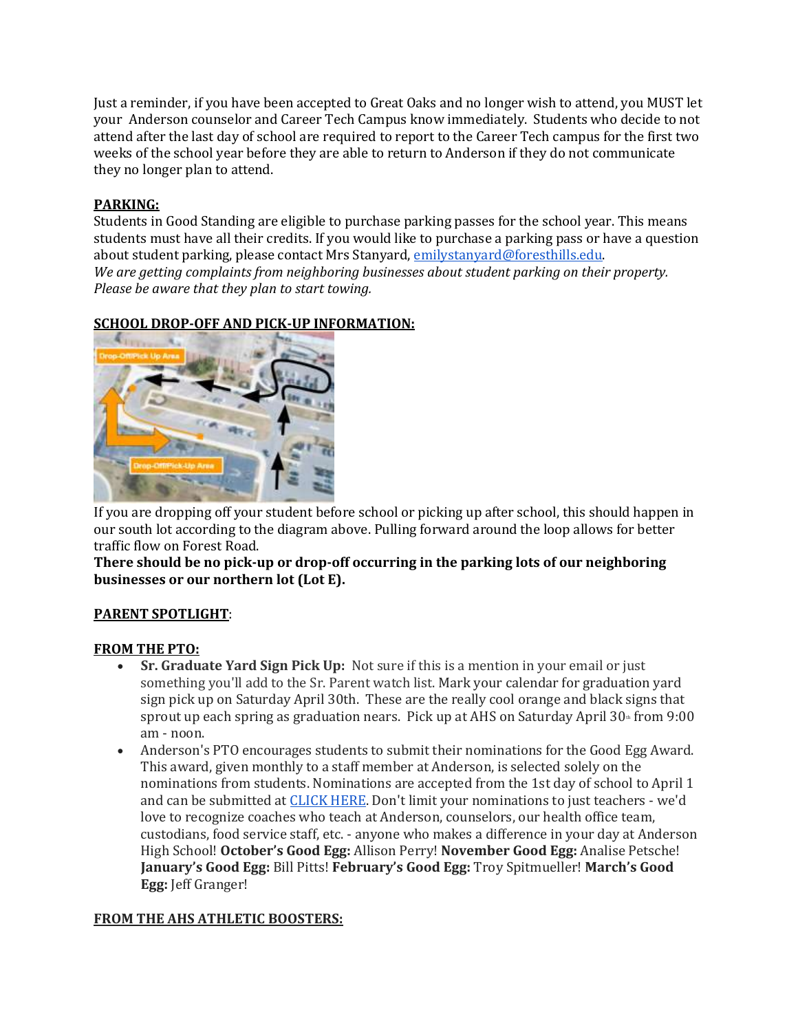Just a reminder, if you have been accepted to Great Oaks and no longer wish to attend, you MUST let your Anderson counselor and Career Tech Campus know immediately. Students who decide to not attend after the last day of school are required to report to the Career Tech campus for the first two weeks of the school year before they are able to return to Anderson if they do not communicate they no longer plan to attend.

**PARKING:**

Students in Good Standing are eligible to purchase parking passes for the school year. This means students must have all their credits. If you would like to purchase a parking pass or have a question about student parking, please contact Mrs Stanyard, emilystanyard@foresthills.edu.

*We are getting complaints from neighboring businesses about student parking on their property. Please be aware that they plan to start towing.*

**SCHOOL DROP-OFF AND PICK-UP INFORMATION:**

If you are dropping off your student before school or picking up after school, this should happen in our south lot according to the diagram above. Pulling forward around the loop allows for better traffic flow on Forest Road.

**There should be no pick-up or drop-off occurring in the parking lots of our neighboring businesses or our northern lot (Lot E).**

**PARENT SPOTLIGHT**:

**FROM THE PTO:**

- **Sr. Graduate Yard Sign Pick Up:** Not sure if this is a mention in your email or just something you'll add to the Sr. Parent watch list. Mark your calendar for graduation yard sign pick up on Saturday April 30th. These are the really cool orange and black signs that sprout up each spring as graduation nears. Pick up at AHS on Saturday April 30th from 9:00 am - noon.
- Anderson's PTO encourages students to submit their nominations for the Good Egg Award. This award, given monthly to a staff member at Anderson, is selected solely on the nominations from students. Nominations are accepted from the 1st day of school to April 1 and can be submitted at CLICK HERE. Don't limit your nominations to just teachers - we'd love to recognize coaches who teach at Anderson, counselors, our health office team, custodians, food service staff, etc. - anyone who makes a difference in your day at Anderson High School! **October's Good Egg:** Allison Perry! **November Good Egg:** Analise Petsche! **January's Good Egg:** Bill Pitts! **February's Good Egg:** Troy Spitmueller! **March's Good Egg:** Jeff Granger!

**FROM THE AHS ATHLETIC BOOSTERS:**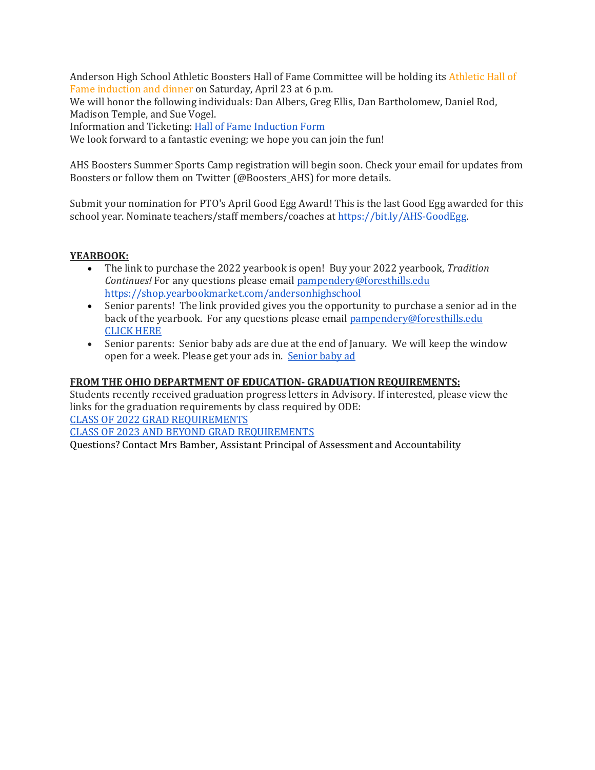Anderson High School Athletic Boosters Hall of Fame Committee will be holding its Athletic Hall of Fame induction and dinner on Saturday, April 23 at 6 p.m.
We will honor the following individuals: Dan Albers, Greg Ellis, Dan Bartholomew, Daniel Rod, Madison Temple, and Sue Vogel.
Information and Ticketing: Hall of Fame Induction Form
We look forward to a fantastic evening; we hope you can join the fun!

AHS Boosters Summer Sports Camp registration will begin soon. Check your email for updates from Boosters or follow them on Twitter (@Boosters_AHS) for more details.

Submit your nomination for PTO's April Good Egg Award! This is the last Good Egg awarded for this school year. Nominate teachers/staff members/coaches at https://bit.ly/AHS-GoodEgg.

**YEARBOOK:**

- The link to purchase the 2022 yearbook is open! Buy your 2022 yearbook, *Tradition Continues!* For any questions please email pampendery@foresthills.edu https://shop.yearbookmarket.com/andersonhighschool
- Senior parents! The link provided gives you the opportunity to purchase a senior ad in the back of the yearbook. For any questions please email pampendery@foresthills.edu CLICK HERE
- Senior parents: Senior baby ads are due at the end of January. We will keep the window open for a week. Please get your ads in. Senior baby ad

**FROM THE OHIO DEPARTMENT OF EDUCATION- GRADUATION REQUIREMENTS:**

Students recently received graduation progress letters in Advisory. If interested, please view the links for the graduation requirements by class required by ODE:
CLASS OF 2022 GRAD REQUIREMENTS
CLASS OF 2023 AND BEYOND GRAD REQUIREMENTS
Questions? Contact Mrs Bamber, Assistant Principal of Assessment and Accountability